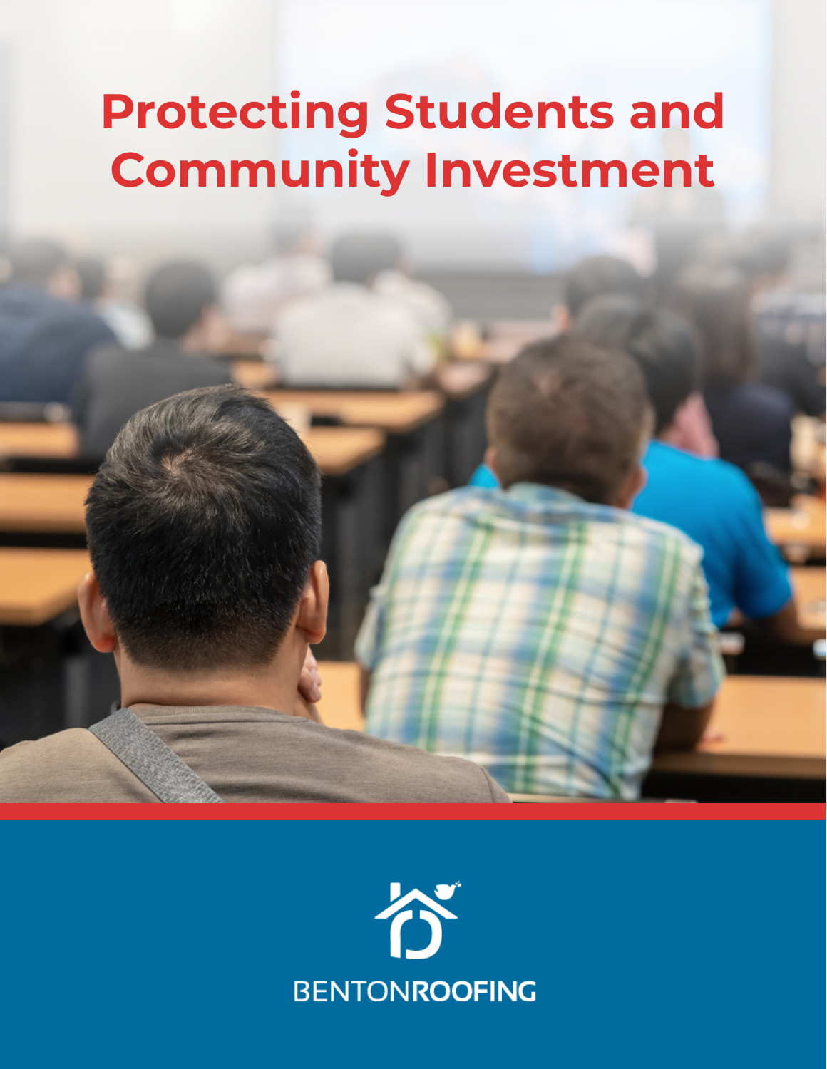# Protecting Students and Community Investment

BENTONROOFING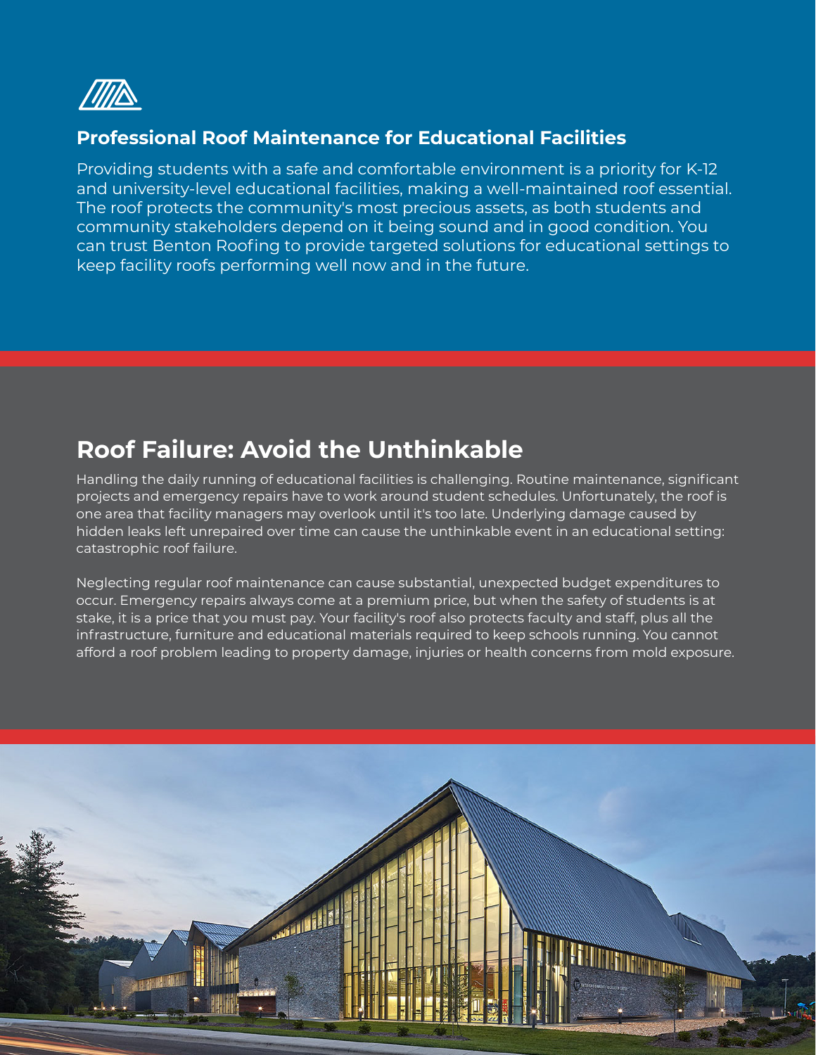### Professional Roof Maintenance for Educational Facilities

Providing students with a safe and comfortable environment is a priority for K-12 and university-level educational facilities, making a well-maintained roof essential. The roof protects the community's most precious assets, as both students and community stakeholders depend on it being sound and in good condition. You can trust Benton Roofing to provide targeted solutions for educational settings to keep facility roofs performing well now and in the future.

## Roof Failure: Avoid the Unthinkable

Handling the daily running of educational facilities is challenging. Routine maintenance, significant projects and emergency repairs have to work around student schedules. Unfortunately, the roof is one area that facility managers may overlook until it's too late. Underlying damage caused by hidden leaks left unrepaired over time can cause the unthinkable event in an educational setting: catastrophic roof failure.

Neglecting regular roof maintenance can cause substantial, unexpected budget expenditures to occur. Emergency repairs always come at a premium price, but when the safety of students is at stake, it is a price that you must pay. Your facility's roof also protects faculty and staff, plus all the infrastructure, furniture and educational materials required to keep schools running. You cannot afford a roof problem leading to property damage, injuries or health concerns from mold exposure.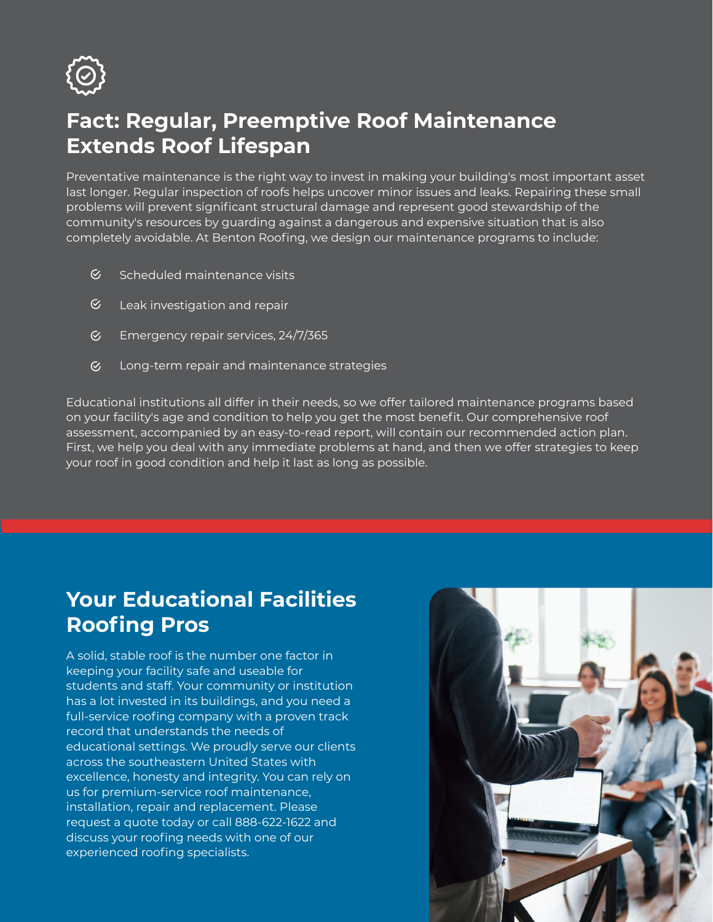## Fact: Regular, Preemptive Roof Maintenance Extends Roof Lifespan

Preventative maintenance is the right way to invest in making your building's most important asset last longer. Regular inspection of roofs helps uncover minor issues and leaks. Repairing these small problems will prevent significant structural damage and represent good stewardship of the community's resources by guarding against a dangerous and expensive situation that is also completely avoidable. At Benton Roofing, we design our maintenance programs to include:

- Scheduled maintenance visits
- Leak investigation and repair
- Emergency repair services, 24/7/365
- Long-term repair and maintenance strategies

Educational institutions all differ in their needs, so we offer tailored maintenance programs based on your facility's age and condition to help you get the most benefit. Our comprehensive roof assessment, accompanied by an easy-to-read report, will contain our recommended action plan. First, we help you deal with any immediate problems at hand, and then we offer strategies to keep your roof in good condition and help it last as long as possible.

## Your Educational Facilities Roofing Pros

A solid, stable roof is the number one factor in keeping your facility safe and useable for students and staff. Your community or institution has a lot invested in its buildings, and you need a full-service roofing company with a proven track record that understands the needs of educational settings. We proudly serve our clients across the southeastern United States with excellence, honesty and integrity. You can rely on us for premium-service roof maintenance, installation, repair and replacement. Please request a quote today or call 888-622-1622 and discuss your roofing needs with one of our experienced roofing specialists.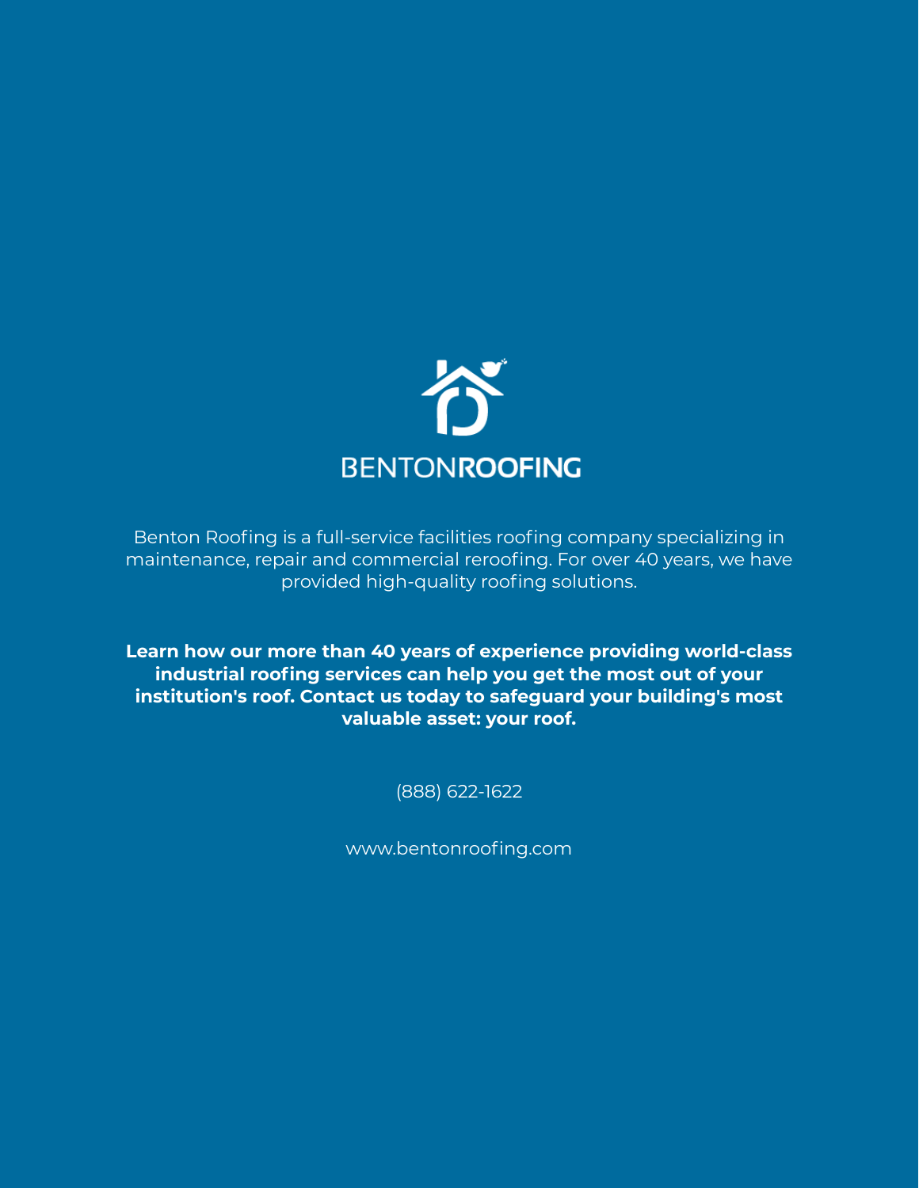BENTONROOFING

Benton Roofing is a full-service facilities roofing company specializing in maintenance, repair and commercial reroofing. For over 40 years, we have provided high-quality roofing solutions.

**Learn how our more than 40 years of experience providing world-class industrial roofing services can help you get the most out of your institution's roof. Contact us today to safeguard your building's most valuable asset: your roof.**

(888) 622-1622

www.bentonroofing.com